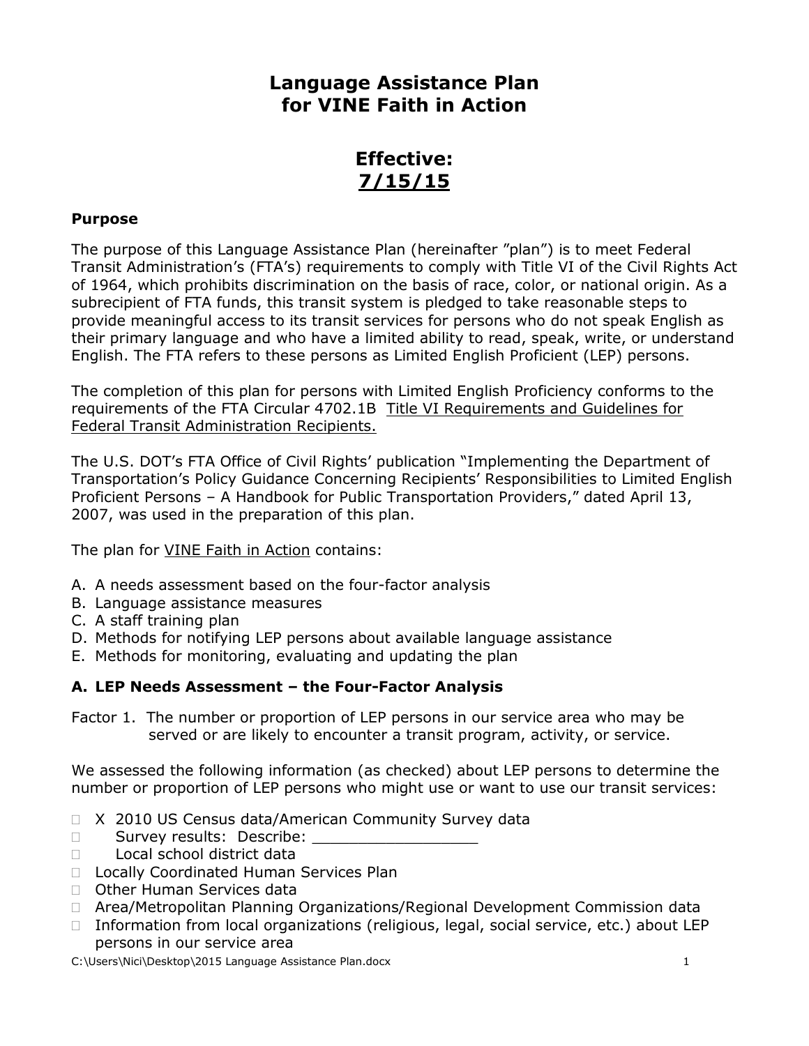# Language Assistance Plan
# for VINE Faith in Action

## Effective:
## 7/15/15

### Purpose

The purpose of this Language Assistance Plan (hereinafter "plan") is to meet Federal Transit Administration's (FTA's) requirements to comply with Title VI of the Civil Rights Act of 1964, which prohibits discrimination on the basis of race, color, or national origin. As a subrecipient of FTA funds, this transit system is pledged to take reasonable steps to provide meaningful access to its transit services for persons who do not speak English as their primary language and who have a limited ability to read, speak, write, or understand English. The FTA refers to these persons as Limited English Proficient (LEP) persons.

The completion of this plan for persons with Limited English Proficiency conforms to the requirements of the FTA Circular 4702.1B Title VI Requirements and Guidelines for Federal Transit Administration Recipients.

The U.S. DOT's FTA Office of Civil Rights' publication "Implementing the Department of Transportation's Policy Guidance Concerning Recipients' Responsibilities to Limited English Proficient Persons – A Handbook for Public Transportation Providers," dated April 13, 2007, was used in the preparation of this plan.

The plan for VINE Faith in Action contains:

A. A needs assessment based on the four-factor analysis
B. Language assistance measures
C. A staff training plan
D. Methods for notifying LEP persons about available language assistance
E. Methods for monitoring, evaluating and updating the plan

### A. LEP Needs Assessment – the Four-Factor Analysis

Factor 1. The number or proportion of LEP persons in our service area who may be served or are likely to encounter a transit program, activity, or service.

We assessed the following information (as checked) about LEP persons to determine the number or proportion of LEP persons who might use or want to use our transit services:

- ☐ X 2010 US Census data/American Community Survey data
- ☐ Survey results: Describe: ________________
- ☐ Local school district data
- ☐ Locally Coordinated Human Services Plan
- ☐ Other Human Services data
- ☐ Area/Metropolitan Planning Organizations/Regional Development Commission data
- ☐ Information from local organizations (religious, legal, social service, etc.) about LEP persons in our service area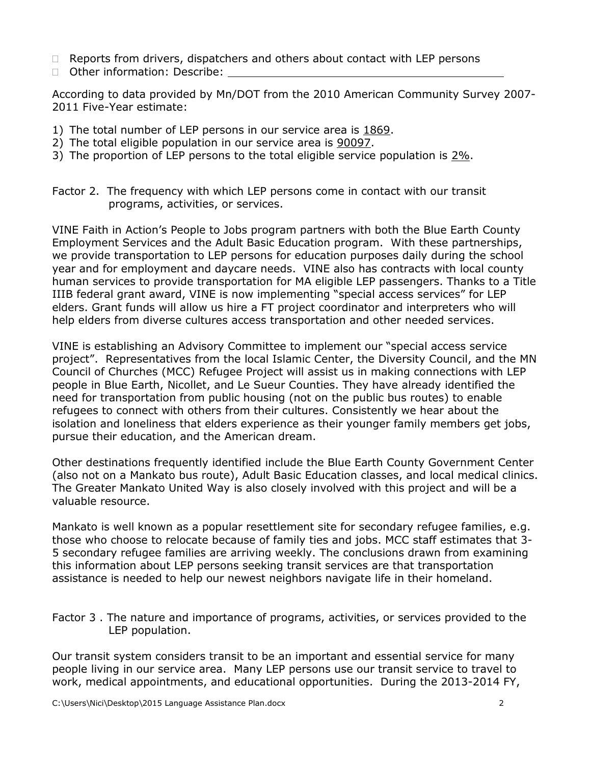- ☐ Reports from drivers, dispatchers and others about contact with LEP persons
- ☐ Other information: Describe: ________________________________________

According to data provided by Mn/DOT from the 2010 American Community Survey 2007-2011 Five-Year estimate:

1) The total number of LEP persons in our service area is 1869.
2) The total eligible population in our service area is 90097.
3) The proportion of LEP persons to the total eligible service population is 2%.

Factor 2. The frequency with which LEP persons come in contact with our transit programs, activities, or services.

VINE Faith in Action's People to Jobs program partners with both the Blue Earth County Employment Services and the Adult Basic Education program. With these partnerships, we provide transportation to LEP persons for education purposes daily during the school year and for employment and daycare needs. VINE also has contracts with local county human services to provide transportation for MA eligible LEP passengers. Thanks to a Title IIIB federal grant award, VINE is now implementing "special access services" for LEP elders. Grant funds will allow us hire a FT project coordinator and interpreters who will help elders from diverse cultures access transportation and other needed services.

VINE is establishing an Advisory Committee to implement our "special access service project". Representatives from the local Islamic Center, the Diversity Council, and the MN Council of Churches (MCC) Refugee Project will assist us in making connections with LEP people in Blue Earth, Nicollet, and Le Sueur Counties. They have already identified the need for transportation from public housing (not on the public bus routes) to enable refugees to connect with others from their cultures. Consistently we hear about the isolation and loneliness that elders experience as their younger family members get jobs, pursue their education, and the American dream.

Other destinations frequently identified include the Blue Earth County Government Center (also not on a Mankato bus route), Adult Basic Education classes, and local medical clinics. The Greater Mankato United Way is also closely involved with this project and will be a valuable resource.

Mankato is well known as a popular resettlement site for secondary refugee families, e.g. those who choose to relocate because of family ties and jobs. MCC staff estimates that 3-5 secondary refugee families are arriving weekly. The conclusions drawn from examining this information about LEP persons seeking transit services are that transportation assistance is needed to help our newest neighbors navigate life in their homeland.

Factor 3 . The nature and importance of programs, activities, or services provided to the LEP population.

Our transit system considers transit to be an important and essential service for many people living in our service area. Many LEP persons use our transit service to travel to work, medical appointments, and educational opportunities. During the 2013-2014 FY,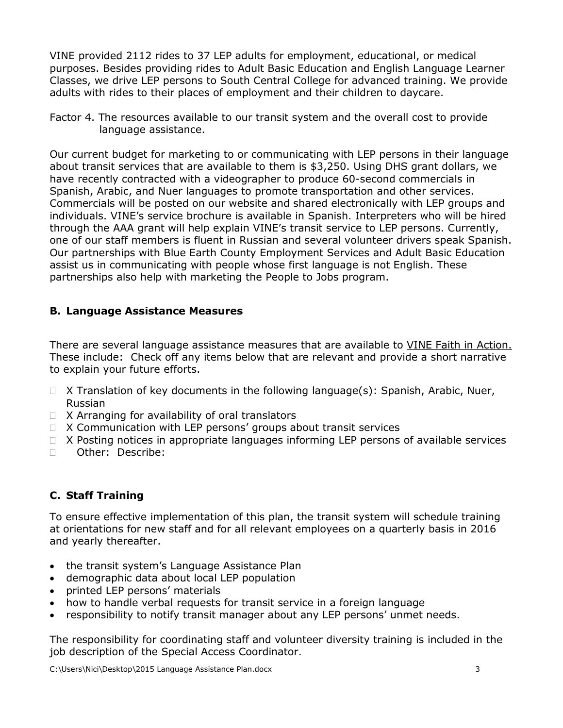VINE provided 2112 rides to 37 LEP adults for employment, educational, or medical purposes. Besides providing rides to Adult Basic Education and English Language Learner Classes, we drive LEP persons to South Central College for advanced training. We provide adults with rides to their places of employment and their children to daycare.

Factor 4. The resources available to our transit system and the overall cost to provide language assistance.

Our current budget for marketing to or communicating with LEP persons in their language about transit services that are available to them is $3,250. Using DHS grant dollars, we have recently contracted with a videographer to produce 60-second commercials in Spanish, Arabic, and Nuer languages to promote transportation and other services. Commercials will be posted on our website and shared electronically with LEP groups and individuals. VINE's service brochure is available in Spanish. Interpreters who will be hired through the AAA grant will help explain VINE's transit service to LEP persons. Currently, one of our staff members is fluent in Russian and several volunteer drivers speak Spanish. Our partnerships with Blue Earth County Employment Services and Adult Basic Education assist us in communicating with people whose first language is not English. These partnerships also help with marketing the People to Jobs program.

## B. Language Assistance Measures

There are several language assistance measures that are available to VINE Faith in Action. These include: Check off any items below that are relevant and provide a short narrative to explain your future efforts.

- ☐ X Translation of key documents in the following language(s): Spanish, Arabic, Nuer, Russian
- ☐ X Arranging for availability of oral translators
- ☐ X Communication with LEP persons' groups about transit services
- ☐ X Posting notices in appropriate languages informing LEP persons of available services
- ☐ Other: Describe:

## C. Staff Training

To ensure effective implementation of this plan, the transit system will schedule training at orientations for new staff and for all relevant employees on a quarterly basis in 2016 and yearly thereafter.

- the transit system's Language Assistance Plan
- demographic data about local LEP population
- printed LEP persons' materials
- how to handle verbal requests for transit service in a foreign language
- responsibility to notify transit manager about any LEP persons' unmet needs.

The responsibility for coordinating staff and volunteer diversity training is included in the job description of the Special Access Coordinator.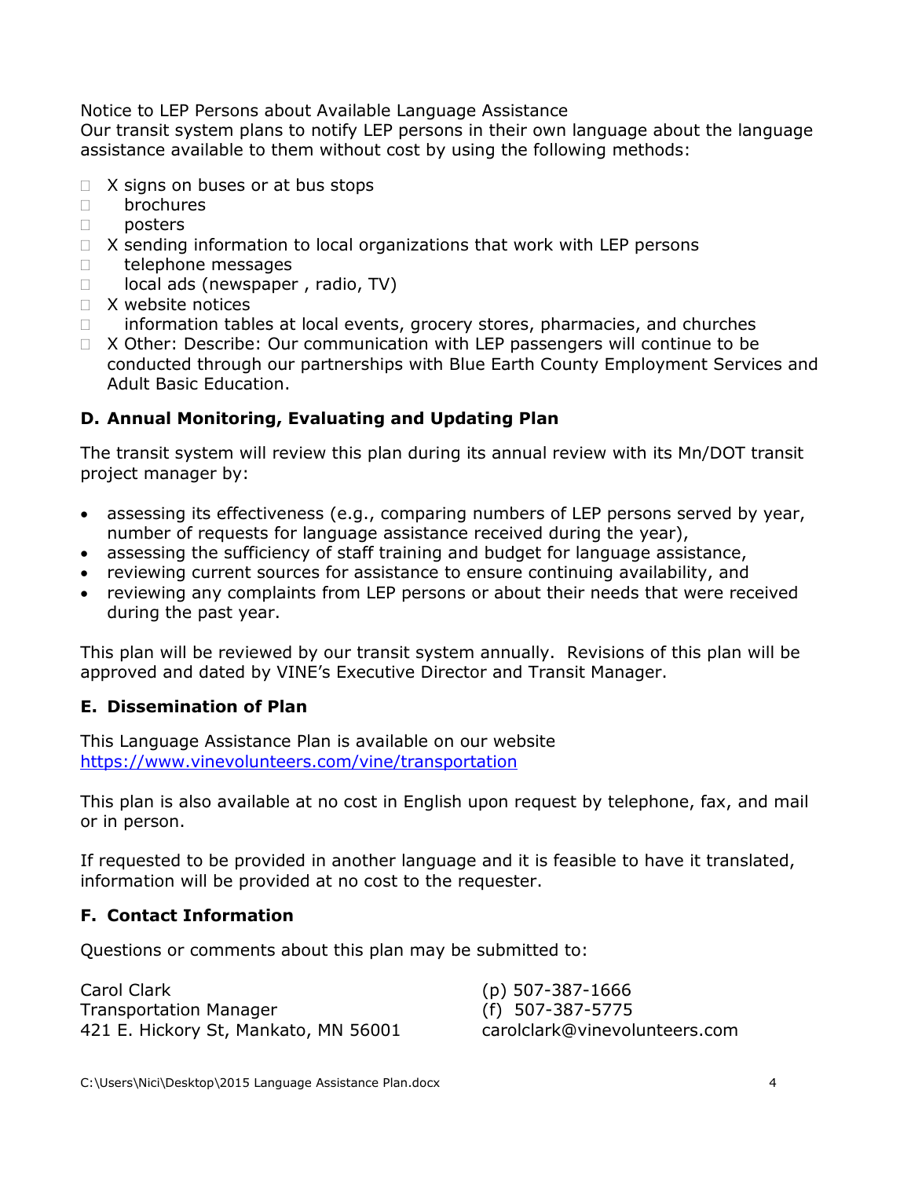Notice to LEP Persons about Available Language Assistance
Our transit system plans to notify LEP persons in their own language about the language assistance available to them without cost by using the following methods:

- X signs on buses or at bus stops
- brochures
- posters
- X sending information to local organizations that work with LEP persons
- telephone messages
- local ads (newspaper , radio, TV)
- X website notices
- information tables at local events, grocery stores, pharmacies, and churches
- X Other: Describe: Our communication with LEP passengers will continue to be conducted through our partnerships with Blue Earth County Employment Services and Adult Basic Education.

## D. Annual Monitoring, Evaluating and Updating Plan

The transit system will review this plan during its annual review with its Mn/DOT transit project manager by:

- assessing its effectiveness (e.g., comparing numbers of LEP persons served by year, number of requests for language assistance received during the year),
- assessing the sufficiency of staff training and budget for language assistance,
- reviewing current sources for assistance to ensure continuing availability, and
- reviewing any complaints from LEP persons or about their needs that were received during the past year.

This plan will be reviewed by our transit system annually. Revisions of this plan will be approved and dated by VINE's Executive Director and Transit Manager.

## E. Dissemination of Plan

This Language Assistance Plan is available on our website
https://www.vinevolunteers.com/vine/transportation

This plan is also available at no cost in English upon request by telephone, fax, and mail or in person.

If requested to be provided in another language and it is feasible to have it translated, information will be provided at no cost to the requester.

## F. Contact Information

Questions or comments about this plan may be submitted to:

Carol Clark
Transportation Manager
421 E. Hickory St, Mankato, MN 56001

(p) 507-387-1666
(f) 507-387-5775
carolclark@vinevolunteers.com